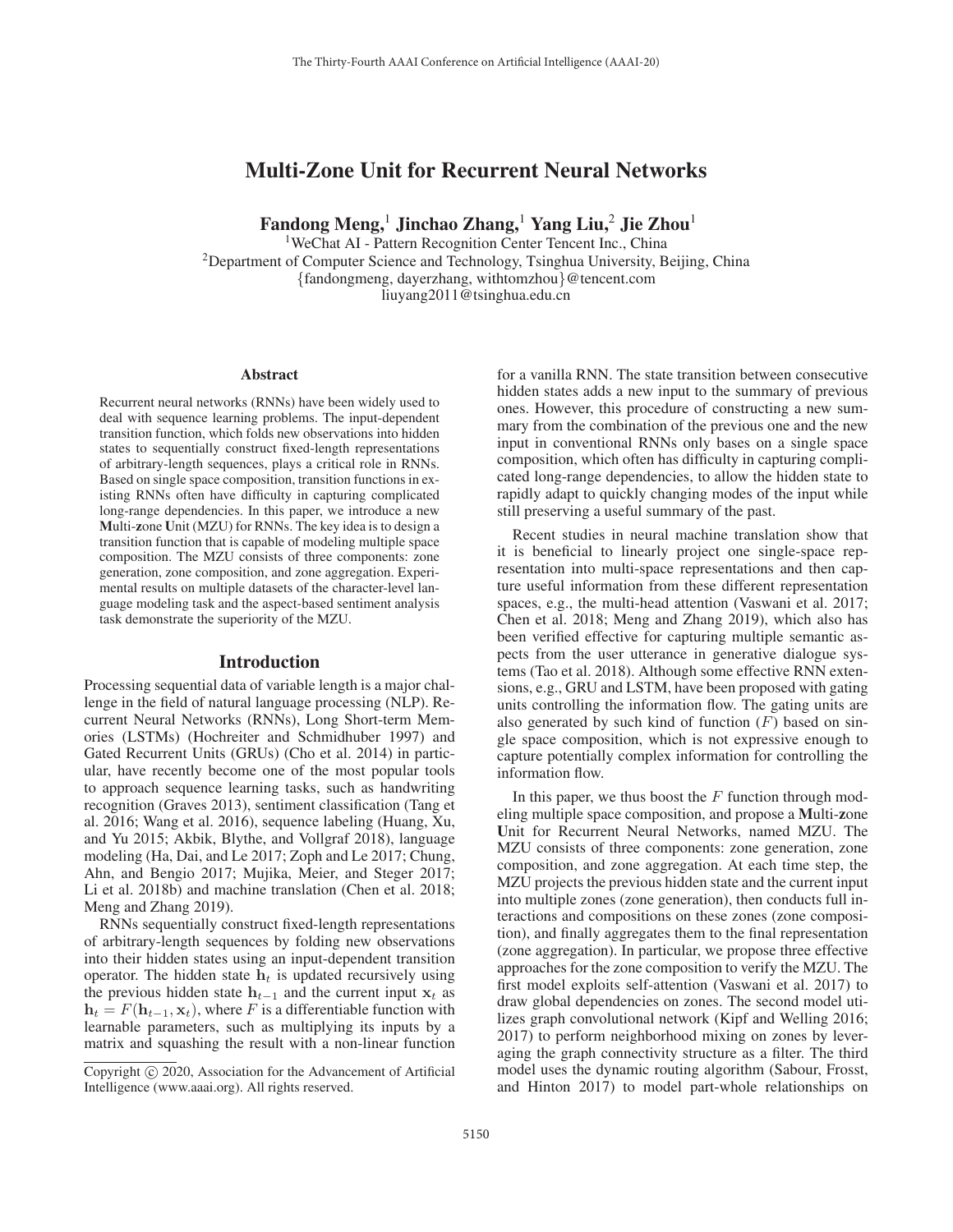# Multi-Zone Unit for Recurrent Neural Networks

**Fandong Meng,[1] Jinchao Zhang,[1] Yang Liu,[2] Jie Zhou[1]**

[1]WeChat AI - Pattern Recognition Center Tencent Inc., China
[2]Department of Computer Science and Technology, Tsinghua University, Beijing, China
{fandongmeng, dayerzhang, withtomzhou}@tencent.com
liuyang2011@tsinghua.edu.cn

## Abstract

Recurrent neural networks (RNNs) have been widely used to deal with sequence learning problems. The input-dependent transition function, which folds new observations into hidden states to sequentially construct fixed-length representations of arbitrary-length sequences, plays a critical role in RNNs. Based on single space composition, transition functions in existing RNNs often have difficulty in capturing complicated long-range dependencies. In this paper, we introduce a new **M**ulti-**z**one **U**nit (MZU) for RNNs. The key idea is to design a transition function that is capable of modeling multiple space composition. The MZU consists of three components: zone generation, zone composition, and zone aggregation. Experimental results on multiple datasets of the character-level language modeling task and the aspect-based sentiment analysis task demonstrate the superiority of the MZU.

## Introduction

Processing sequential data of variable length is a major challenge in the field of natural language processing (NLP). Recurrent Neural Networks (RNNs), Long Short-term Memories (LSTMs) (Hochreiter and Schmidhuber 1997) and Gated Recurrent Units (GRUs) (Cho et al. 2014) in particular, have recently become one of the most popular tools to approach sequence learning tasks, such as handwriting recognition (Graves 2013), sentiment classification (Tang et al. 2016; Wang et al. 2016), sequence labeling (Huang, Xu, and Yu 2015; Akbik, Blythe, and Vollgraf 2018), language modeling (Ha, Dai, and Le 2017; Zoph and Le 2017; Chung, Ahn, and Bengio 2017; Mujika, Meier, and Steger 2017; Li et al. 2018b) and machine translation (Chen et al. 2018; Meng and Zhang 2019).

RNNs sequentially construct fixed-length representations of arbitrary-length sequences by folding new observations into their hidden states using an input-dependent transition operator. The hidden state $\mathbf{h}_t$ is updated recursively using the previous hidden state $\mathbf{h}_{t-1}$ and the current input $\mathbf{x}_t$ as $\mathbf{h}_t = F(\mathbf{h}_{t-1}, \mathbf{x}_t)$, where $F$ is a differentiable function with learnable parameters, such as multiplying its inputs by a matrix and squashing the result with a non-linear function for a vanilla RNN. The state transition between consecutive hidden states adds a new input to the summary of previous ones. However, this procedure of constructing a new summary from the combination of the previous one and the new input in conventional RNNs only bases on a single space composition, which often has difficulty in capturing complicated long-range dependencies, to allow the hidden state to rapidly adapt to quickly changing modes of the input while still preserving a useful summary of the past.

Recent studies in neural machine translation show that it is beneficial to linearly project one single-space representation into multi-space representations and then capture useful information from these different representation spaces, e.g., the multi-head attention (Vaswani et al. 2017; Chen et al. 2018; Meng and Zhang 2019), which also has been verified effective for capturing multiple semantic aspects from the user utterance in generative dialogue systems (Tao et al. 2018). Although some effective RNN extensions, e.g., GRU and LSTM, have been proposed with gating units controlling the information flow. The gating units are also generated by such kind of function ($F$) based on single space composition, which is not expressive enough to capture potentially complex information for controlling the information flow.

In this paper, we thus boost the $F$ function through modeling multiple space composition, and propose a **M**ulti-**z**one **U**nit for Recurrent Neural Networks, named MZU. The MZU consists of three components: zone generation, zone composition, and zone aggregation. At each time step, the MZU projects the previous hidden state and the current input into multiple zones (zone generation), then conducts full interactions and compositions on these zones (zone composition), and finally aggregates them to the final representation (zone aggregation). In particular, we propose three effective approaches for the zone composition to verify the MZU. The first model exploits self-attention (Vaswani et al. 2017) to draw global dependencies on zones. The second model utilizes graph convolutional network (Kipf and Welling 2016; 2017) to perform neighborhood mixing on zones by leveraging the graph connectivity structure as a filter. The third model uses the dynamic routing algorithm (Sabour, Frosst, and Hinton 2017) to model part-whole relationships on

Copyright © 2020, Association for the Advancement of Artificial Intelligence (www.aaai.org). All rights reserved.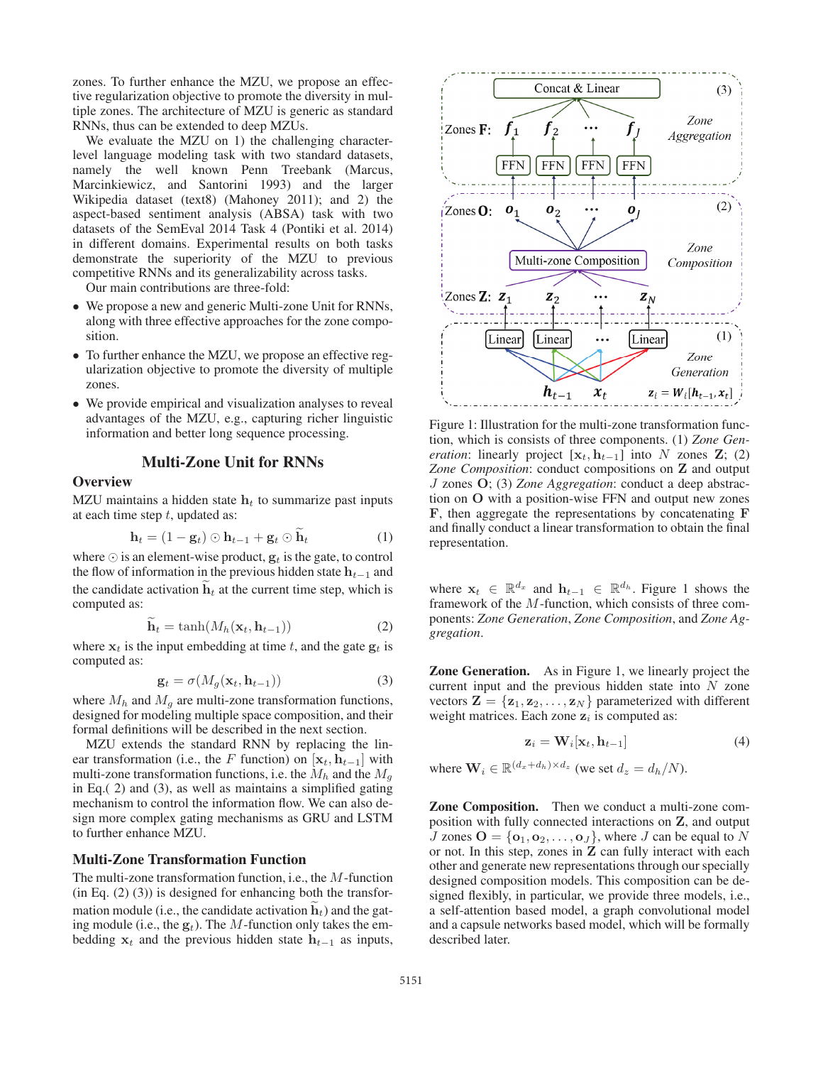zones. To further enhance the MZU, we propose an effective regularization objective to promote the diversity in multiple zones. The architecture of MZU is generic as standard RNNs, thus can be extended to deep MZUs.

We evaluate the MZU on 1) the challenging character-level language modeling task with two standard datasets, namely the well known Penn Treebank (Marcus, Marcinkiewicz, and Santorini 1993) and the larger Wikipedia dataset (text8) (Mahoney 2011); and 2) the aspect-based sentiment analysis (ABSA) task with two datasets of the SemEval 2014 Task 4 (Pontiki et al. 2014) in different domains. Experimental results on both tasks demonstrate the superiority of the MZU to previous competitive RNNs and its generalizability across tasks.

Our main contributions are three-fold:

- We propose a new and generic Multi-zone Unit for RNNs, along with three effective approaches for the zone composition.
- To further enhance the MZU, we propose an effective regularization objective to promote the diversity of multiple zones.
- We provide empirical and visualization analyses to reveal advantages of the MZU, e.g., capturing richer linguistic information and better long sequence processing.

## Multi-Zone Unit for RNNs

### Overview

MZU maintains a hidden state $\mathbf{h}_t$ to summarize past inputs at each time step $t$, updated as:

$$\mathbf{h}_t = (1 - \mathbf{g}_t) \odot \mathbf{h}_{t-1} + \mathbf{g}_t \odot \widetilde{\mathbf{h}}_t \tag{1}$$

where $\odot$ is an element-wise product, $\mathbf{g}_t$ is the gate, to control the flow of information in the previous hidden state $\mathbf{h}_{t-1}$ and the candidate activation $\widetilde{\mathbf{h}}_t$ at the current time step, which is computed as:

$$\widetilde{\mathbf{h}}_t = \tanh(M_h(\mathbf{x}_t, \mathbf{h}_{t-1})) \tag{2}$$

where $\mathbf{x}_t$ is the input embedding at time $t$, and the gate $\mathbf{g}_t$ is computed as:

$$\mathbf{g}_t = \sigma(M_g(\mathbf{x}_t, \mathbf{h}_{t-1})) \tag{3}$$

where $M_h$ and $M_g$ are multi-zone transformation functions, designed for modeling multiple space composition, and their formal definitions will be described in the next section.

MZU extends the standard RNN by replacing the linear transformation (i.e., the $F$ function) on $[\mathbf{x}_t, \mathbf{h}_{t-1}]$ with multi-zone transformation functions, i.e. the $M_h$ and the $M_g$ in Eq.( 2) and (3), as well as maintains a simplified gating mechanism to control the information flow. We can also design more complex gating mechanisms as GRU and LSTM to further enhance MZU.

### Multi-Zone Transformation Function

The multi-zone transformation function, i.e., the $M$-function (in Eq. (2) (3)) is designed for enhancing both the transformation module (i.e., the candidate activation $\widetilde{\mathbf{h}}_t$) and the gating module (i.e., the $\mathbf{g}_t$). The $M$-function only takes the embedding $\mathbf{x}_t$ and the previous hidden state $\mathbf{h}_{t-1}$ as inputs, where $\mathbf{x}_t \in \mathbb{R}^{d_x}$ and $\mathbf{h}_{t-1} \in \mathbb{R}^{d_h}$. Figure 1 shows the framework of the $M$-function, which consists of three components: *Zone Generation*, *Zone Composition*, and *Zone Aggregation*.

Figure 1: Illustration for the multi-zone transformation function, which is consists of three components. (1) *Zone Generation*: linearly project $[\mathbf{x}_t, \mathbf{h}_{t-1}]$ into $N$ zones $\mathbf{Z}$; (2) *Zone Composition*: conduct compositions on $\mathbf{Z}$ and output $J$ zones $\mathbf{O}$; (3) *Zone Aggregation*: conduct a deep abstraction on $\mathbf{O}$ with a position-wise FFN and output new zones $\mathbf{F}$, then aggregate the representations by concatenating $\mathbf{F}$ and finally conduct a linear transformation to obtain the final representation.

**Zone Generation.** As in Figure 1, we linearly project the current input and the previous hidden state into $N$ zone vectors $\mathbf{Z} = \{\mathbf{z}_1, \mathbf{z}_2, \dots, \mathbf{z}_N\}$ parameterized with different weight matrices. Each zone $\mathbf{z}_i$ is computed as:

$$\mathbf{z}_i = \mathbf{W}_i[\mathbf{x}_t, \mathbf{h}_{t-1}] \tag{4}$$

where $\mathbf{W}_i \in \mathbb{R}^{(d_x+d_h)\times d_z}$ (we set $d_z = d_h/N$).

**Zone Composition.** Then we conduct a multi-zone composition with fully connected interactions on $\mathbf{Z}$, and output $J$ zones $\mathbf{O} = \{\mathbf{o}_1, \mathbf{o}_2, \dots, \mathbf{o}_J\}$, where $J$ can be equal to $N$ or not. In this step, zones in $\mathbf{Z}$ can fully interact with each other and generate new representations through our specially designed composition models. This composition can be designed flexibly, in particular, we provide three models, i.e., a self-attention based model, a graph convolutional model and a capsule networks based model, which will be formally described later.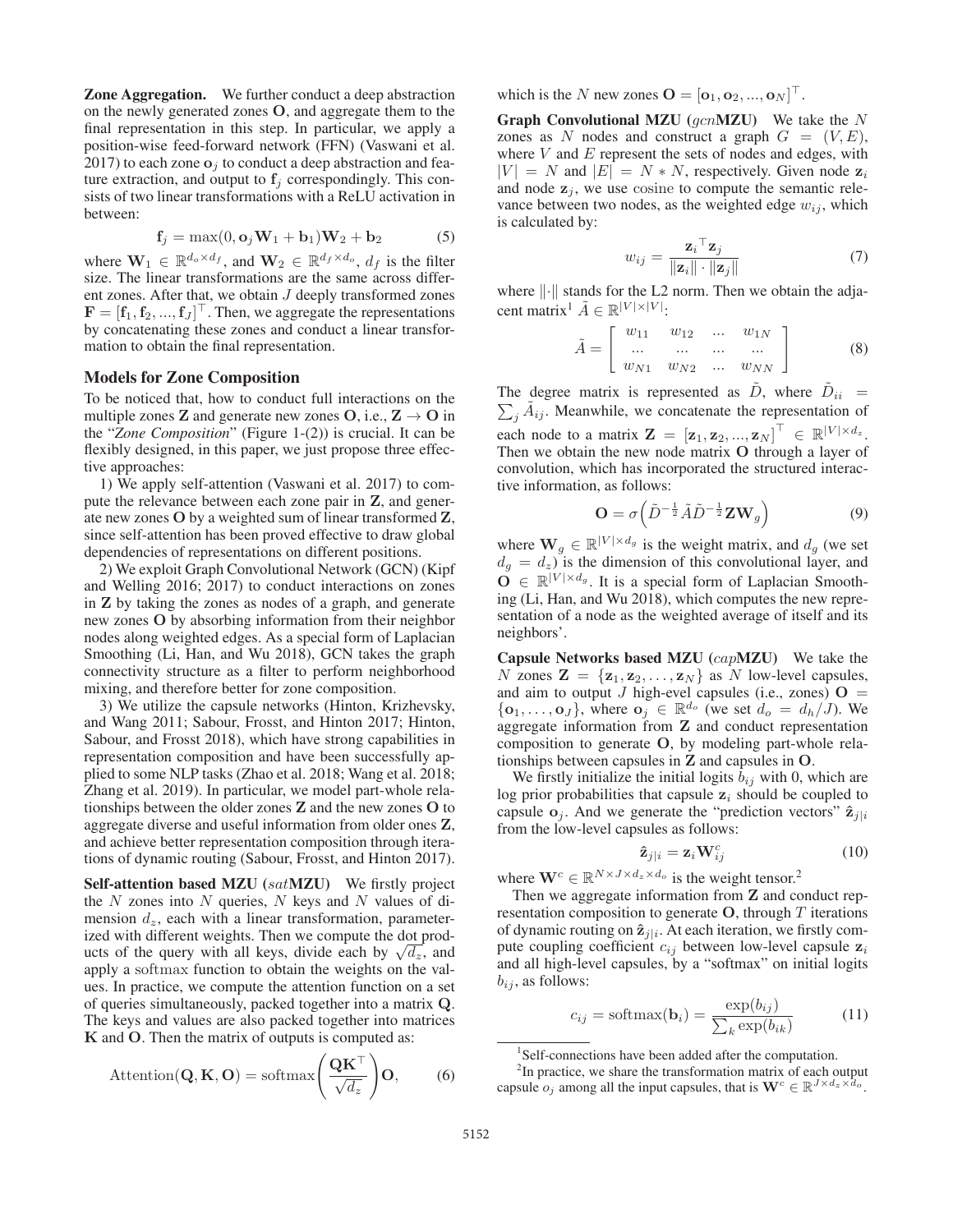**Zone Aggregation.** We further conduct a deep abstraction on the newly generated zones $\mathbf{O}$, and aggregate them to the final representation in this step. In particular, we apply a position-wise feed-forward network (FFN) (Vaswani et al. 2017) to each zone $\mathbf{o}_j$ to conduct a deep abstraction and feature extraction, and output to $\mathbf{f}_j$ correspondingly. This consists of two linear transformations with a ReLU activation in between:

$$\mathbf{f}_j = \max(0, \mathbf{o}_j \mathbf{W}_1 + \mathbf{b}_1)\mathbf{W}_2 + \mathbf{b}_2 \tag{5}$$

where $\mathbf{W}_1 \in \mathbb{R}^{d_o \times d_f}$, and $\mathbf{W}_2 \in \mathbb{R}^{d_f \times d_o}$, $d_f$ is the filter size. The linear transformations are the same across different zones. After that, we obtain $J$ deeply transformed zones $\mathbf{F} = [\mathbf{f}_1, \mathbf{f}_2, ..., \mathbf{f}_J]^\top$. Then, we aggregate the representations by concatenating these zones and conduct a linear transformation to obtain the final representation.

## Models for Zone Composition

To be noticed that, how to conduct full interactions on the multiple zones $\mathbf{Z}$ and generate new zones $\mathbf{O}$, i.e., $\mathbf{Z} \rightarrow \mathbf{O}$ in the "*Zone Composition*" (Figure 1-(2)) is crucial. It can be flexibly designed, in this paper, we just propose three effective approaches:

1) We apply self-attention (Vaswani et al. 2017) to compute the relevance between each zone pair in $\mathbf{Z}$, and generate new zones $\mathbf{O}$ by a weighted sum of linear transformed $\mathbf{Z}$, since self-attention has been proved effective to draw global dependencies of representations on different positions.

2) We exploit Graph Convolutional Network (GCN) (Kipf and Welling 2016; 2017) to conduct interactions on zones in $\mathbf{Z}$ by taking the zones as nodes of a graph, and generate new zones $\mathbf{O}$ by absorbing information from their neighbor nodes along weighted edges. As a special form of Laplacian Smoothing (Li, Han, and Wu 2018), GCN takes the graph connectivity structure as a filter to perform neighborhood mixing, and therefore better for zone composition.

3) We utilize the capsule networks (Hinton, Krizhevsky, and Wang 2011; Sabour, Frosst, and Hinton 2017; Hinton, Sabour, and Frosst 2018), which have strong capabilities in representation composition and have been successfully applied to some NLP tasks (Zhao et al. 2018; Wang et al. 2018; Zhang et al. 2019). In particular, we model part-whole relationships between the older zones $\mathbf{Z}$ and the new zones $\mathbf{O}$ to aggregate diverse and useful information from older ones $\mathbf{Z}$, and achieve better representation composition through iterations of dynamic routing (Sabour, Frosst, and Hinton 2017).

**Self-attention based MZU ($sat$MZU)** We firstly project the $N$ zones into $N$ queries, $N$ keys and $N$ values of dimension $d_z$, each with a linear transformation, parameterized with different weights. Then we compute the dot products of the query with all keys, divide each by $\sqrt{d_z}$, and apply a $\mathrm{softmax}$ function to obtain the weights on the values. In practice, we compute the attention function on a set of queries simultaneously, packed together into a matrix $\mathbf{Q}$. The keys and values are also packed together into matrices $\mathbf{K}$ and $\mathbf{O}$. Then the matrix of outputs is computed as:

$$\mathrm{Attention}(\mathbf{Q}, \mathbf{K}, \mathbf{O}) = \mathrm{softmax}\left(\frac{\mathbf{Q}\mathbf{K}^\top}{\sqrt{d_z}}\right)\mathbf{O}, \tag{6}$$

which is the $N$ new zones $\mathbf{O} = [\mathbf{o}_1, \mathbf{o}_2, ..., \mathbf{o}_N]^\top$.

**Graph Convolutional MZU ($gcn$MZU)** We take the $N$ zones as $N$ nodes and construct a graph $G = (V, E)$, where $V$ and $E$ represent the sets of nodes and edges, with $|V| = N$ and $|E| = N * N$, respectively. Given node $\mathbf{z}_i$ and node $\mathbf{z}_j$, we use $\mathrm{cosine}$ to compute the semantic relevance between two nodes, as the weighted edge $w_{ij}$, which is calculated by:

$$w_{ij} = \frac{{\mathbf{z}_i}^\top \mathbf{z}_j}{\|\mathbf{z}_i\| \cdot \|\mathbf{z}_j\|} \tag{7}$$

where $\|\cdot\|$ stands for the L2 norm. Then we obtain the adjacent matrix[1] $\tilde{A} \in \mathbb{R}^{|V| \times |V|}$:

$$\tilde{A} = \begin{bmatrix} w_{11} & w_{12} & ... & w_{1N} \\ ... & ... & ... & ... \\ w_{N1} & w_{N2} & ... & w_{NN} \end{bmatrix} \tag{8}$$

The degree matrix is represented as $\tilde{D}$, where $\tilde{D}_{ii} = \sum_j \tilde{A}_{ij}$. Meanwhile, we concatenate the representation of each node to a matrix $\mathbf{Z} = [\mathbf{z}_1, \mathbf{z}_2, ..., \mathbf{z}_N]^\top \in \mathbb{R}^{|V| \times d_z}$. Then we obtain the new node matrix $\mathbf{O}$ through a layer of convolution, which has incorporated the structured interactive information, as follows:

$$\mathbf{O} = \sigma\left(\tilde{D}^{-\frac{1}{2}} \tilde{A} \tilde{D}^{-\frac{1}{2}} \mathbf{Z} \mathbf{W}_g\right) \tag{9}$$

where $\mathbf{W}_g \in \mathbb{R}^{|V| \times d_g}$ is the weight matrix, and $d_g$ (we set $d_g = d_z$) is the dimension of this convolutional layer, and $\mathbf{O} \in \mathbb{R}^{|V| \times d_g}$. It is a special form of Laplacian Smoothing (Li, Han, and Wu 2018), which computes the new representation of a node as the weighted average of itself and its neighbors'.

**Capsule Networks based MZU ($cap$MZU)** We take the $N$ zones $\mathbf{Z} = \{\mathbf{z}_1, \mathbf{z}_2, \ldots, \mathbf{z}_N\}$ as $N$ low-level capsules, and aim to output $J$ high-evel capsules (i.e., zones) $\mathbf{O} = \{\mathbf{o}_1, \ldots, \mathbf{o}_J\}$, where $\mathbf{o}_j \in \mathbb{R}^{d_o}$ (we set $d_o = d_h/J$). We aggregate information from $\mathbf{Z}$ and conduct representation composition to generate $\mathbf{O}$, by modeling part-whole relationships between capsules in $\mathbf{Z}$ and capsules in $\mathbf{O}$.

We firstly initialize the initial logits $b_{ij}$ with 0, which are log prior probabilities that capsule $\mathbf{z}_i$ should be coupled to capsule $\mathbf{o}_j$. And we generate the "prediction vectors" $\hat{\mathbf{z}}_{j|i}$ from the low-level capsules as follows:

$$\hat{\mathbf{z}}_{j|i} = \mathbf{z}_i \mathbf{W}_{ij}^c \tag{10}$$

where $\mathbf{W}^c \in \mathbb{R}^{N \times J \times d_z \times d_o}$ is the weight tensor.[2]

Then we aggregate information from $\mathbf{Z}$ and conduct representation composition to generate $\mathbf{O}$, through $T$ iterations of dynamic routing on $\hat{\mathbf{z}}_{j|i}$. At each iteration, we firstly compute coupling coefficient $c_{ij}$ between low-level capsule $\mathbf{z}_i$ and all high-level capsules, by a "softmax" on initial logits $b_{ij}$, as follows:

$$c_{ij} = \mathrm{softmax}(\mathbf{b}_i) = \frac{\exp(b_{ij})}{\sum_k \exp(b_{ik})} \tag{11}$$

---

[1] Self-connections have been added after the computation.

[2] In practice, we share the transformation matrix of each output capsule $o_j$ among all the input capsules, that is $\mathbf{W}^c \in \mathbb{R}^{J \times d_z \times d_o}$.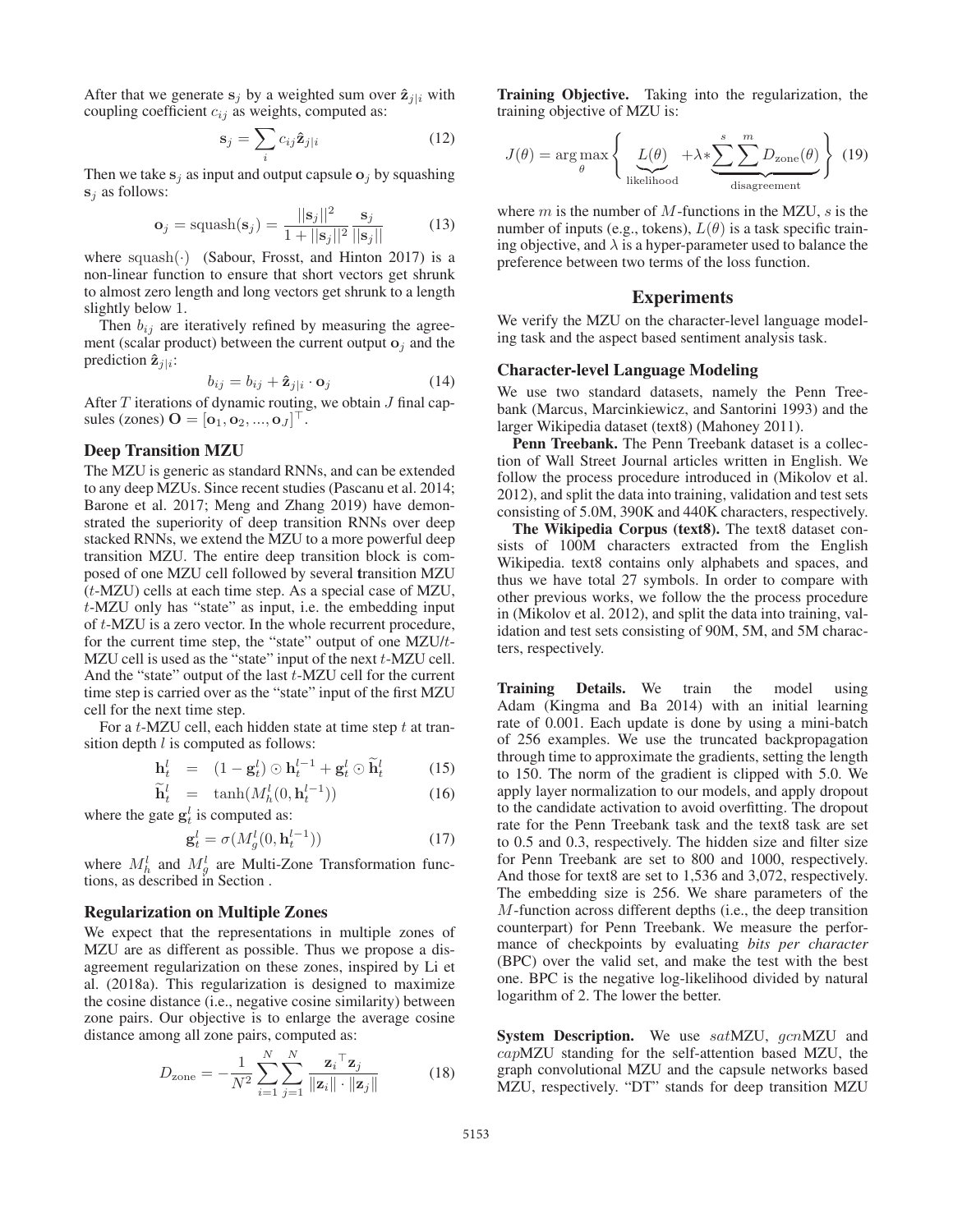After that we generate $\mathbf{s}_j$ by a weighted sum over $\hat{\mathbf{z}}_{j|i}$ with coupling coefficient $c_{ij}$ as weights, computed as:

$$\mathbf{s}_j = \sum_i c_{ij} \hat{\mathbf{z}}_{j|i} \tag{12}$$

Then we take $\mathbf{s}_j$ as input and output capsule $\mathbf{o}_j$ by squashing $\mathbf{s}_j$ as follows:

$$\mathbf{o}_j = \text{squash}(\mathbf{s}_j) = \frac{||\mathbf{s}_j||^2}{1 + ||\mathbf{s}_j||^2} \frac{\mathbf{s}_j}{||\mathbf{s}_j||} \tag{13}$$

where $\text{squash}(\cdot)$ (Sabour, Frosst, and Hinton 2017) is a non-linear function to ensure that short vectors get shrunk to almost zero length and long vectors get shrunk to a length slightly below 1.

Then $b_{ij}$ are iteratively refined by measuring the agreement (scalar product) between the current output $\mathbf{o}_j$ and the prediction $\hat{\mathbf{z}}_{j|i}$:

$$b_{ij} = b_{ij} + \hat{\mathbf{z}}_{j|i} \cdot \mathbf{o}_j \tag{14}$$

After $T$ iterations of dynamic routing, we obtain $J$ final capsules (zones) $\mathbf{O} = [\mathbf{o}_1, \mathbf{o}_2, ..., \mathbf{o}_J]^\top$.

## Deep Transition MZU

The MZU is generic as standard RNNs, and can be extended to any deep MZUs. Since recent studies (Pascanu et al. 2014; Barone et al. 2017; Meng and Zhang 2019) have demonstrated the superiority of deep transition RNNs over deep stacked RNNs, we extend the MZU to a more powerful deep transition MZU. The entire deep transition block is composed of one MZU cell followed by several **t**ransition MZU ($t$-MZU) cells at each time step. As a special case of MZU, $t$-MZU only has "state" as input, i.e. the embedding input of $t$-MZU is a zero vector. In the whole recurrent procedure, for the current time step, the "state" output of one MZU/$t$-MZU cell is used as the "state" input of the next $t$-MZU cell. And the "state" output of the last $t$-MZU cell for the current time step is carried over as the "state" input of the first MZU cell for the next time step.

For a $t$-MZU cell, each hidden state at time step $t$ at transition depth $l$ is computed as follows:

$$\mathbf{h}_t^l = (1 - \mathbf{g}_t^l) \odot \mathbf{h}_t^{l-1} + \mathbf{g}_t^l \odot \widetilde{\mathbf{h}}_t^l \tag{15}$$

$$\widetilde{\mathbf{h}}_t^l = \tanh(M_h^l(0, \mathbf{h}_t^{l-1})) \tag{16}$$

where the gate $\mathbf{g}_t^l$ is computed as:

$$\mathbf{g}_t^l = \sigma(M_g^l(0, \mathbf{h}_t^{l-1})) \tag{17}$$

where $M_h^l$ and $M_g^l$ are Multi-Zone Transformation functions, as described in Section .

## Regularization on Multiple Zones

We expect that the representations in multiple zones of MZU are as different as possible. Thus we propose a disagreement regularization on these zones, inspired by Li et al. (2018a). This regularization is designed to maximize the cosine distance (i.e., negative cosine similarity) between zone pairs. Our objective is to enlarge the average cosine distance among all zone pairs, computed as:

$$D_{\text{zone}} = -\frac{1}{N^2} \sum_{i=1}^{N} \sum_{j=1}^{N} \frac{\mathbf{z}_i^\top \mathbf{z}_j}{\|\mathbf{z}_i\| \cdot \|\mathbf{z}_j\|} \tag{18}$$

**Training Objective.** Taking into the regularization, the training objective of MZU is:

$$J(\theta) = \arg\max_\theta \left\{ \underbrace{L(\theta)}_{\text{likelihood}} + \lambda * \underbrace{\sum^{s} \sum^{m} D_{\text{zone}}(\theta)}_{\text{disagreement}} \right\} \tag{19}$$

where $m$ is the number of $M$-functions in the MZU, $s$ is the number of inputs (e.g., tokens), $L(\theta)$ is a task specific training objective, and $\lambda$ is a hyper-parameter used to balance the preference between two terms of the loss function.

# Experiments

We verify the MZU on the character-level language modeling task and the aspect based sentiment analysis task.

## Character-level Language Modeling

We use two standard datasets, namely the Penn Treebank (Marcus, Marcinkiewicz, and Santorini 1993) and the larger Wikipedia dataset (text8) (Mahoney 2011).

**Penn Treebank.** The Penn Treebank dataset is a collection of Wall Street Journal articles written in English. We follow the process procedure introduced in (Mikolov et al. 2012), and split the data into training, validation and test sets consisting of 5.0M, 390K and 440K characters, respectively.

**The Wikipedia Corpus (text8).** The text8 dataset consists of 100M characters extracted from the English Wikipedia. text8 contains only alphabets and spaces, and thus we have total 27 symbols. In order to compare with other previous works, we follow the the process procedure in (Mikolov et al. 2012), and split the data into training, validation and test sets consisting of 90M, 5M, and 5M characters, respectively.

**Training Details.** We train the model using Adam (Kingma and Ba 2014) with an initial learning rate of 0.001. Each update is done by using a mini-batch of 256 examples. We use the truncated backpropagation through time to approximate the gradients, setting the length to 150. The norm of the gradient is clipped with 5.0. We apply layer normalization to our models, and apply dropout to the candidate activation to avoid overfitting. The dropout rate for the Penn Treebank task and the text8 task are set to 0.5 and 0.3, respectively. The hidden size and filter size for Penn Treebank are set to 800 and 1000, respectively. And those for text8 are set to 1,536 and 3,072, respectively. The embedding size is 256. We share parameters of the $M$-function across different depths (i.e., the deep transition counterpart) for Penn Treebank. We measure the performance of checkpoints by evaluating *bits per character* (BPC) over the valid set, and make the test with the best one. BPC is the negative log-likelihood divided by natural logarithm of 2. The lower the better.

**System Description.** We use *sat*MZU, *gcn*MZU and *cap*MZU standing for the self-attention based MZU, the graph convolutional MZU and the capsule networks based MZU, respectively. "DT" stands for deep transition MZU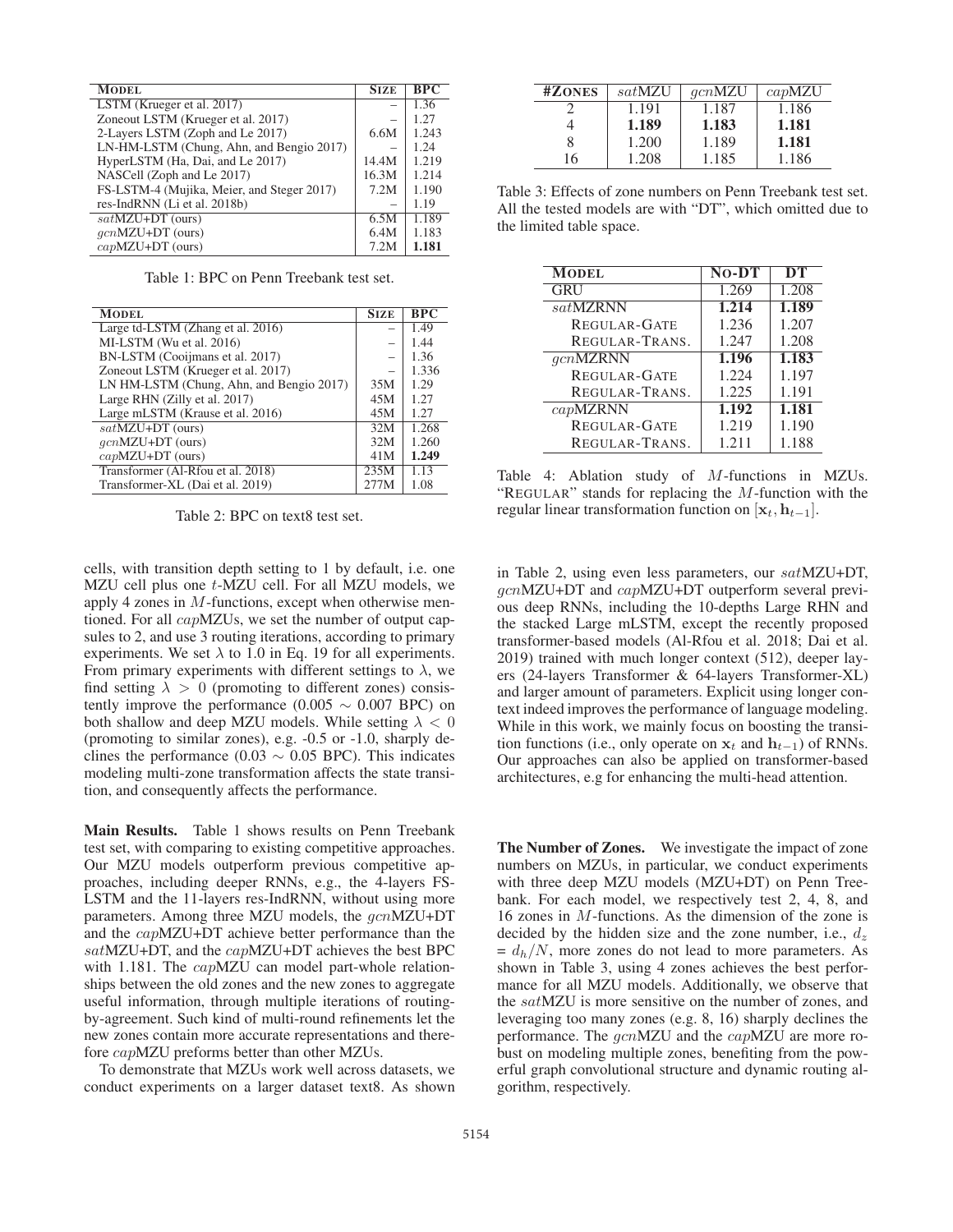| Model | Size | BPC |
|---|---|---|
| LSTM (Krueger et al. 2017) | – | 1.36 |
| Zoneout LSTM (Krueger et al. 2017) | – | 1.27 |
| 2-Layers LSTM (Zoph and Le 2017) | 6.6M | 1.243 |
| LN-HM-LSTM (Chung, Ahn, and Bengio 2017) | – | 1.24 |
| HyperLSTM (Ha, Dai, and Le 2017) | 14.4M | 1.219 |
| NASCell (Zoph and Le 2017) | 16.3M | 1.214 |
| FS-LSTM-4 (Mujika, Meier, and Steger 2017) | 7.2M | 1.190 |
| res-IndRNN (Li et al. 2018b) | – | 1.19 |
| *sat*MZU+DT (ours) | 6.5M | 1.189 |
| *gcn*MZU+DT (ours) | 6.4M | 1.183 |
| *cap*MZU+DT (ours) | 7.2M | **1.181** |

Table 1: BPC on Penn Treebank test set.

| Model | Size | BPC |
|---|---|---|
| Large td-LSTM (Zhang et al. 2016) | – | 1.49 |
| MI-LSTM (Wu et al. 2016) | – | 1.44 |
| BN-LSTM (Cooijmans et al. 2017) | – | 1.36 |
| Zoneout LSTM (Krueger et al. 2017) | – | 1.336 |
| LN HM-LSTM (Chung, Ahn, and Bengio 2017) | 35M | 1.29 |
| Large RHN (Zilly et al. 2017) | 45M | 1.27 |
| Large mLSTM (Krause et al. 2016) | 45M | 1.27 |
| *sat*MZU+DT (ours) | 32M | 1.268 |
| *gcn*MZU+DT (ours) | 32M | 1.260 |
| *cap*MZU+DT (ours) | 41M | **1.249** |
| Transformer (Al-Rfou et al. 2018) | 235M | 1.13 |
| Transformer-XL (Dai et al. 2019) | 277M | 1.08 |

Table 2: BPC on text8 test set.

cells, with transition depth setting to 1 by default, i.e. one MZU cell plus one $t$-MZU cell. For all MZU models, we apply 4 zones in $M$-functions, except when otherwise mentioned. For all *cap*MZUs, we set the number of output capsules to 2, and use 3 routing iterations, according to primary experiments. We set $\lambda$ to 1.0 in Eq. 19 for all experiments. From primary experiments with different settings to $\lambda$, we find setting $\lambda > 0$ (promoting to different zones) consistently improve the performance ($0.005 \sim 0.007$ BPC) on both shallow and deep MZU models. While setting $\lambda < 0$ (promoting to similar zones), e.g. -0.5 or -1.0, sharply declines the performance ($0.03 \sim 0.05$ BPC). This indicates modeling multi-zone transformation affects the state transition, and consequently affects the performance.

**Main Results.** Table 1 shows results on Penn Treebank test set, with comparing to existing competitive approaches. Our MZU models outperform previous competitive approaches, including deeper RNNs, e.g., the 4-layers FS-LSTM and the 11-layers res-IndRNN, without using more parameters. Among three MZU models, the *gcn*MZU+DT and the *cap*MZU+DT achieve better performance than the *sat*MZU+DT, and the *cap*MZU+DT achieves the best BPC with 1.181. The *cap*MZU can model part-whole relationships between the old zones and the new zones to aggregate useful information, through multiple iterations of routing-by-agreement. Such kind of multi-round refinements let the new zones contain more accurate representations and therefore *cap*MZU preforms better than other MZUs.

To demonstrate that MZUs work well across datasets, we conduct experiments on a larger dataset text8. As shown in Table 2, using even less parameters, our *sat*MZU+DT, *gcn*MZU+DT and *cap*MZU+DT outperform several previous deep RNNs, including the 10-depths Large RHN and the stacked Large mLSTM, except the recently proposed transformer-based models (Al-Rfou et al. 2018; Dai et al. 2019) trained with much longer context (512), deeper layers (24-layers Transformer & 64-layers Transformer-XL) and larger amount of parameters. Explicit using longer context indeed improves the performance of language modeling. While in this work, we mainly focus on boosting the transition functions (i.e., only operate on $\mathbf{x}_t$ and $\mathbf{h}_{t-1}$) of RNNs. Our approaches can also be applied on transformer-based architectures, e.g for enhancing the multi-head attention.

| #Zones | *sat*MZU | *gcn*MZU | *cap*MZU |
|---|---|---|---|
| 2 | 1.191 | 1.187 | 1.186 |
| 4 | **1.189** | **1.183** | **1.181** |
| 8 | 1.200 | 1.189 | **1.181** |
| 16 | 1.208 | 1.185 | 1.186 |

Table 3: Effects of zone numbers on Penn Treebank test set. All the tested models are with "DT", which omitted due to the limited table space.

| Model | No-DT | DT |
|---|---|---|
| GRU | 1.269 | 1.208 |
| *sat*MZRNN | **1.214** | **1.189** |
| Regular-Gate | 1.236 | 1.207 |
| Regular-Trans. | 1.247 | 1.208 |
| *gcn*MZRNN | **1.196** | **1.183** |
| Regular-Gate | 1.224 | 1.197 |
| Regular-Trans. | 1.225 | 1.191 |
| *cap*MZRNN | **1.192** | **1.181** |
| Regular-Gate | 1.219 | 1.190 |
| Regular-Trans. | 1.211 | 1.188 |

Table 4: Ablation study of $M$-functions in MZUs. "Regular" stands for replacing the $M$-function with the regular linear transformation function on $[\mathbf{x}_t, \mathbf{h}_{t-1}]$.

**The Number of Zones.** We investigate the impact of zone numbers on MZUs, in particular, we conduct experiments with three deep MZU models (MZU+DT) on Penn Treebank. For each model, we respectively test 2, 4, 8, and 16 zones in $M$-functions. As the dimension of the zone is decided by the hidden size and the zone number, i.e., $d_z = d_h/N$, more zones do not lead to more parameters. As shown in Table 3, using 4 zones achieves the best performance for all MZU models. Additionally, we observe that the *sat*MZU is more sensitive on the number of zones, and leveraging too many zones (e.g. 8, 16) sharply declines the performance. The *gcn*MZU and the *cap*MZU are more robust on modeling multiple zones, benefiting from the powerful graph convolutional structure and dynamic routing algorithm, respectively.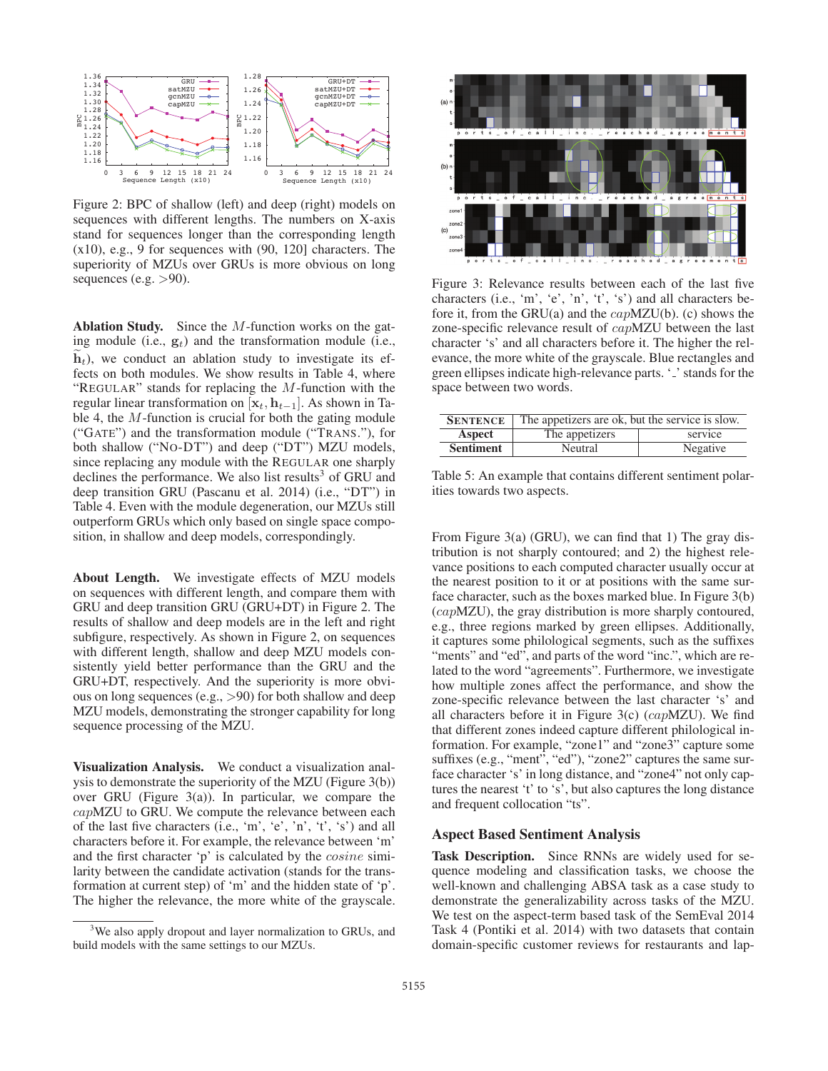Figure 2: BPC of shallow (left) and deep (right) models on sequences with different lengths. The numbers on X-axis stand for sequences longer than the corresponding length (x10), e.g., 9 for sequences with (90, 120] characters. The superiority of MZUs over GRUs is more obvious on long sequences (e.g. >90).

**Ablation Study.** Since the $M$-function works on the gating module (i.e., $\mathbf{g}_t$) and the transformation module (i.e., $\widetilde{\mathbf{h}}_t$), we conduct an ablation study to investigate its effects on both modules. We show results in Table 4, where "REGULAR" stands for replacing the $M$-function with the regular linear transformation on $[\mathbf{x}_t, \mathbf{h}_{t-1}]$. As shown in Table 4, the $M$-function is crucial for both the gating module ("GATE") and the transformation module ("TRANS."), for both shallow ("NO-DT") and deep ("DT") MZU models, since replacing any module with the REGULAR one sharply declines the performance. We also list results[3] of GRU and deep transition GRU (Pascanu et al. 2014) (i.e., "DT") in Table 4. Even with the module degeneration, our MZUs still outperform GRUs which only based on single space composition, in shallow and deep models, correspondingly.

**About Length.** We investigate effects of MZU models on sequences with different length, and compare them with GRU and deep transition GRU (GRU+DT) in Figure 2. The results of shallow and deep models are in the left and right subfigure, respectively. As shown in Figure 2, on sequences with different length, shallow and deep MZU models consistently yield better performance than the GRU and the GRU+DT, respectively. And the superiority is more obvious on long sequences (e.g., >90) for both shallow and deep MZU models, demonstrating the stronger capability for long sequence processing of the MZU.

**Visualization Analysis.** We conduct a visualization analysis to demonstrate the superiority of the MZU (Figure 3(b)) over GRU (Figure 3(a)). In particular, we compare the *cap*MZU to GRU. We compute the relevance between each of the last five characters (i.e., 'm', 'e', 'n', 't', 's') and all characters before it. For example, the relevance between 'm' and the first character 'p' is calculated by the *cosine* similarity between the candidate activation (stands for the transformation at current step) of 'm' and the hidden state of 'p'. The higher the relevance, the more white of the grayscale.

[3]We also apply dropout and layer normalization to GRUs, and build models with the same settings to our MZUs.

Figure 3: Relevance results between each of the last five characters (i.e., 'm', 'e', 'n', 't', 's') and all characters before it, from the GRU(a) and the *cap*MZU(b). (c) shows the zone-specific relevance result of *cap*MZU between the last character 's' and all characters before it. The higher the relevance, the more white of the grayscale. Blue rectangles and green ellipses indicate high-relevance parts. '\_' stands for the space between two words.

| SENTENCE | The appetizers are ok, but the service is slow. | |
|---|---|---|
| Aspect | The appetizers | service |
| Sentiment | Neutral | Negative |

Table 5: An example that contains different sentiment polarities towards two aspects.

From Figure 3(a) (GRU), we can find that 1) The gray distribution is not sharply contoured; and 2) the highest relevance positions to each computed character usually occur at the nearest position to it or at positions with the same surface character, such as the boxes marked blue. In Figure 3(b) (*cap*MZU), the gray distribution is more sharply contoured, e.g., three regions marked by green ellipses. Additionally, it captures some philological segments, such as the suffixes "ments" and "ed", and parts of the word "inc.", which are related to the word "agreements". Furthermore, we investigate how multiple zones affect the performance, and show the zone-specific relevance between the last character 's' and all characters before it in Figure 3(c) (*cap*MZU). We find that different zones indeed capture different philological information. For example, "zone1" and "zone3" capture some suffixes (e.g., "ment", "ed"), "zone2" captures the same surface character 's' in long distance, and "zone4" not only captures the nearest 't' to 's', but also captures the long distance and frequent collocation "ts".

## Aspect Based Sentiment Analysis

**Task Description.** Since RNNs are widely used for sequence modeling and classification tasks, we choose the well-known and challenging ABSA task as a case study to demonstrate the generalizability across tasks of the MZU. We test on the aspect-term based task of the SemEval 2014 Task 4 (Pontiki et al. 2014) with two datasets that contain domain-specific customer reviews for restaurants and lap-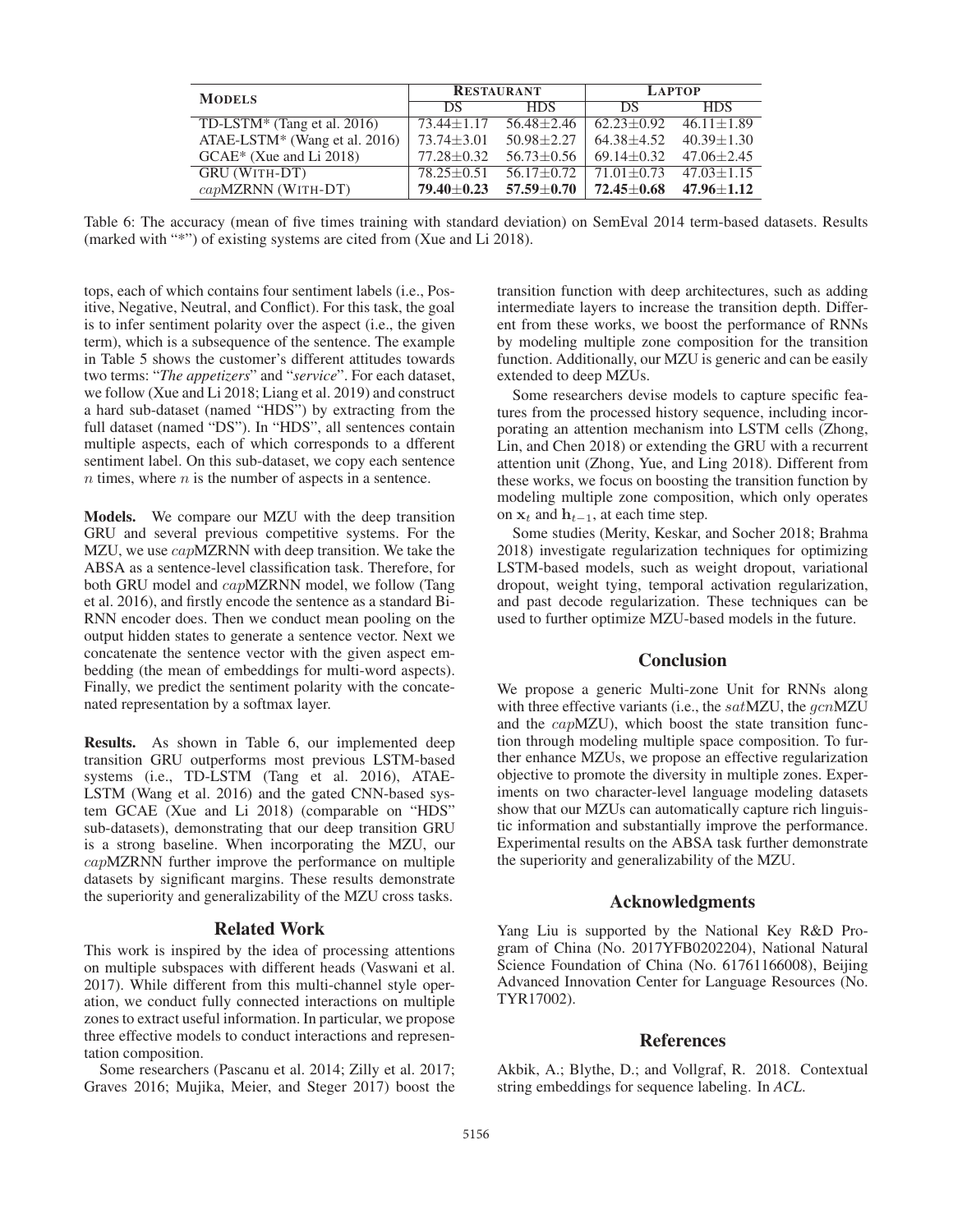| **MODELS** | **RESTAURANT** | | **LAPTOP** | |
|---|---|---|---|---|
| | DS | HDS | DS | HDS |
| TD-LSTM* (Tang et al. 2016) | 73.44±1.17 | 56.48±2.46 | 62.23±0.92 | 46.11±1.89 |
| ATAE-LSTM* (Wang et al. 2016) | 73.74±3.01 | 50.98±2.27 | 64.38±4.52 | 40.39±1.30 |
| GCAE* (Xue and Li 2018) | 77.28±0.32 | 56.73±0.56 | 69.14±0.32 | 47.06±2.45 |
| GRU (WITH-DT) | 78.25±0.51 | 56.17±0.72 | 71.01±0.73 | 47.03±1.15 |
| *cap*MZRNN (WITH-DT) | **79.40±0.23** | **57.59±0.70** | **72.45±0.68** | **47.96±1.12** |

Table 6: The accuracy (mean of five times training with standard deviation) on SemEval 2014 term-based datasets. Results (marked with "*") of existing systems are cited from (Xue and Li 2018).

tops, each of which contains four sentiment labels (i.e., Positive, Negative, Neutral, and Conflict). For this task, the goal is to infer sentiment polarity over the aspect (i.e., the given term), which is a subsequence of the sentence. The example in Table 5 shows the customer's different attitudes towards two terms: "*The appetizers*" and "*service*". For each dataset, we follow (Xue and Li 2018; Liang et al. 2019) and construct a hard sub-dataset (named "HDS") by extracting from the full dataset (named "DS"). In "HDS", all sentences contain multiple aspects, each of which corresponds to a dfferent sentiment label. On this sub-dataset, we copy each sentence $n$ times, where $n$ is the number of aspects in a sentence.

**Models.** We compare our MZU with the deep transition GRU and several previous competitive systems. For the MZU, we use *cap*MZRNN with deep transition. We take the ABSA as a sentence-level classification task. Therefore, for both GRU model and *cap*MZRNN model, we follow (Tang et al. 2016), and firstly encode the sentence as a standard Bi-RNN encoder does. Then we conduct mean pooling on the output hidden states to generate a sentence vector. Next we concatenate the sentence vector with the given aspect embedding (the mean of embeddings for multi-word aspects). Finally, we predict the sentiment polarity with the concatenated representation by a softmax layer.

**Results.** As shown in Table 6, our implemented deep transition GRU outperforms most previous LSTM-based systems (i.e., TD-LSTM (Tang et al. 2016), ATAE-LSTM (Wang et al. 2016) and the gated CNN-based system GCAE (Xue and Li 2018) (comparable on "HDS" sub-datasets), demonstrating that our deep transition GRU is a strong baseline. When incorporating the MZU, our *cap*MZRNN further improve the performance on multiple datasets by significant margins. These results demonstrate the superiority and generalizability of the MZU cross tasks.

## Related Work

This work is inspired by the idea of processing attentions on multiple subspaces with different heads (Vaswani et al. 2017). While different from this multi-channel style operation, we conduct fully connected interactions on multiple zones to extract useful information. In particular, we propose three effective models to conduct interactions and representation composition.

Some researchers (Pascanu et al. 2014; Zilly et al. 2017; Graves 2016; Mujika, Meier, and Steger 2017) boost the transition function with deep architectures, such as adding intermediate layers to increase the transition depth. Different from these works, we boost the performance of RNNs by modeling multiple zone composition for the transition function. Additionally, our MZU is generic and can be easily extended to deep MZUs.

Some researchers devise models to capture specific features from the processed history sequence, including incorporating an attention mechanism into LSTM cells (Zhong, Lin, and Chen 2018) or extending the GRU with a recurrent attention unit (Zhong, Yue, and Ling 2018). Different from these works, we focus on boosting the transition function by modeling multiple zone composition, which only operates on $\mathbf{x}_t$ and $\mathbf{h}_{t-1}$, at each time step.

Some studies (Merity, Keskar, and Socher 2018; Brahma 2018) investigate regularization techniques for optimizing LSTM-based models, such as weight dropout, variational dropout, weight tying, temporal activation regularization, and past decode regularization. These techniques can be used to further optimize MZU-based models in the future.

## Conclusion

We propose a generic Multi-zone Unit for RNNs along with three effective variants (i.e., the *sat*MZU, the *gcn*MZU and the *cap*MZU), which boost the state transition function through modeling multiple space composition. To further enhance MZUs, we propose an effective regularization objective to promote the diversity in multiple zones. Experiments on two character-level language modeling datasets show that our MZUs can automatically capture rich linguistic information and substantially improve the performance. Experimental results on the ABSA task further demonstrate the superiority and generalizability of the MZU.

## Acknowledgments

Yang Liu is supported by the National Key R&D Program of China (No. 2017YFB0202204), National Natural Science Foundation of China (No. 61761166008), Beijing Advanced Innovation Center for Language Resources (No. TYR17002).

## References

Akbik, A.; Blythe, D.; and Vollgraf, R. 2018. Contextual string embeddings for sequence labeling. In *ACL*.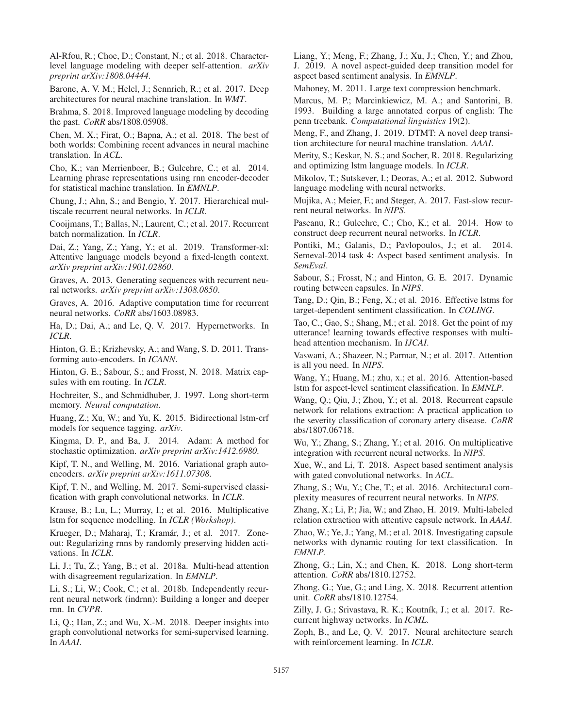Al-Rfou, R.; Choe, D.; Constant, N.; et al. 2018. Character-level language modeling with deeper self-attention. *arXiv preprint arXiv:1808.04444*.

Barone, A. V. M.; Helcl, J.; Sennrich, R.; et al. 2017. Deep architectures for neural machine translation. In *WMT*.

Brahma, S. 2018. Improved language modeling by decoding the past. *CoRR* abs/1808.05908.

Chen, M. X.; Firat, O.; Bapna, A.; et al. 2018. The best of both worlds: Combining recent advances in neural machine translation. In *ACL*.

Cho, K.; van Merrienboer, B.; Gulcehre, C.; et al. 2014. Learning phrase representations using rnn encoder-decoder for statistical machine translation. In *EMNLP*.

Chung, J.; Ahn, S.; and Bengio, Y. 2017. Hierarchical multiscale recurrent neural networks. In *ICLR*.

Cooijmans, T.; Ballas, N.; Laurent, C.; et al. 2017. Recurrent batch normalization. In *ICLR*.

Dai, Z.; Yang, Z.; Yang, Y.; et al. 2019. Transformer-xl: Attentive language models beyond a fixed-length context. *arXiv preprint arXiv:1901.02860*.

Graves, A. 2013. Generating sequences with recurrent neural networks. *arXiv preprint arXiv:1308.0850*.

Graves, A. 2016. Adaptive computation time for recurrent neural networks. *CoRR* abs/1603.08983.

Ha, D.; Dai, A.; and Le, Q. V. 2017. Hypernetworks. In *ICLR*.

Hinton, G. E.; Krizhevsky, A.; and Wang, S. D. 2011. Transforming auto-encoders. In *ICANN*.

Hinton, G. E.; Sabour, S.; and Frosst, N. 2018. Matrix capsules with em routing. In *ICLR*.

Hochreiter, S., and Schmidhuber, J. 1997. Long short-term memory. *Neural computation*.

Huang, Z.; Xu, W.; and Yu, K. 2015. Bidirectional lstm-crf models for sequence tagging. *arXiv*.

Kingma, D. P., and Ba, J. 2014. Adam: A method for stochastic optimization. *arXiv preprint arXiv:1412.6980*.

Kipf, T. N., and Welling, M. 2016. Variational graph auto-encoders. *arXiv preprint arXiv:1611.07308*.

Kipf, T. N., and Welling, M. 2017. Semi-supervised classification with graph convolutional networks. In *ICLR*.

Krause, B.; Lu, L.; Murray, I.; et al. 2016. Multiplicative lstm for sequence modelling. In *ICLR (Workshop)*.

Krueger, D.; Maharaj, T.; Kramár, J.; et al. 2017. Zoneout: Regularizing rnns by randomly preserving hidden activations. In *ICLR*.

Li, J.; Tu, Z.; Yang, B.; et al. 2018a. Multi-head attention with disagreement regularization. In *EMNLP*.

Li, S.; Li, W.; Cook, C.; et al. 2018b. Independently recurrent neural network (indrnn): Building a longer and deeper rnn. In *CVPR*.

Li, Q.; Han, Z.; and Wu, X.-M. 2018. Deeper insights into graph convolutional networks for semi-supervised learning. In *AAAI*.

Liang, Y.; Meng, F.; Zhang, J.; Xu, J.; Chen, Y.; and Zhou, J. 2019. A novel aspect-guided deep transition model for aspect based sentiment analysis. In *EMNLP*.

Mahoney, M. 2011. Large text compression benchmark.

Marcus, M. P.; Marcinkiewicz, M. A.; and Santorini, B. 1993. Building a large annotated corpus of english: The penn treebank. *Computational linguistics* 19(2).

Meng, F., and Zhang, J. 2019. DTMT: A novel deep transition architecture for neural machine translation. *AAAI*.

Merity, S.; Keskar, N. S.; and Socher, R. 2018. Regularizing and optimizing lstm language models. In *ICLR*.

Mikolov, T.; Sutskever, I.; Deoras, A.; et al. 2012. Subword language modeling with neural networks.

Mujika, A.; Meier, F.; and Steger, A. 2017. Fast-slow recurrent neural networks. In *NIPS*.

Pascanu, R.; Gulcehre, C.; Cho, K.; et al. 2014. How to construct deep recurrent neural networks. In *ICLR*.

Pontiki, M.; Galanis, D.; Pavlopoulos, J.; et al. 2014. Semeval-2014 task 4: Aspect based sentiment analysis. In *SemEval*.

Sabour, S.; Frosst, N.; and Hinton, G. E. 2017. Dynamic routing between capsules. In *NIPS*.

Tang, D.; Qin, B.; Feng, X.; et al. 2016. Effective lstms for target-dependent sentiment classification. In *COLING*.

Tao, C.; Gao, S.; Shang, M.; et al. 2018. Get the point of my utterance! learning towards effective responses with multi-head attention mechanism. In *IJCAI*.

Vaswani, A.; Shazeer, N.; Parmar, N.; et al. 2017. Attention is all you need. In *NIPS*.

Wang, Y.; Huang, M.; zhu, x.; et al. 2016. Attention-based lstm for aspect-level sentiment classification. In *EMNLP*.

Wang, Q.; Qiu, J.; Zhou, Y.; et al. 2018. Recurrent capsule network for relations extraction: A practical application to the severity classification of coronary artery disease. *CoRR* abs/1807.06718.

Wu, Y.; Zhang, S.; Zhang, Y.; et al. 2016. On multiplicative integration with recurrent neural networks. In *NIPS*.

Xue, W., and Li, T. 2018. Aspect based sentiment analysis with gated convolutional networks. In *ACL*.

Zhang, S.; Wu, Y.; Che, T.; et al. 2016. Architectural complexity measures of recurrent neural networks. In *NIPS*.

Zhang, X.; Li, P.; Jia, W.; and Zhao, H. 2019. Multi-labeled relation extraction with attentive capsule network. In *AAAI*.

Zhao, W.; Ye, J.; Yang, M.; et al. 2018. Investigating capsule networks with dynamic routing for text classification. In *EMNLP*.

Zhong, G.; Lin, X.; and Chen, K. 2018. Long short-term attention. *CoRR* abs/1810.12752.

Zhong, G.; Yue, G.; and Ling, X. 2018. Recurrent attention unit. *CoRR* abs/1810.12754.

Zilly, J. G.; Srivastava, R. K.; Koutník, J.; et al. 2017. Recurrent highway networks. In *ICML*.

Zoph, B., and Le, Q. V. 2017. Neural architecture search with reinforcement learning. In *ICLR*.